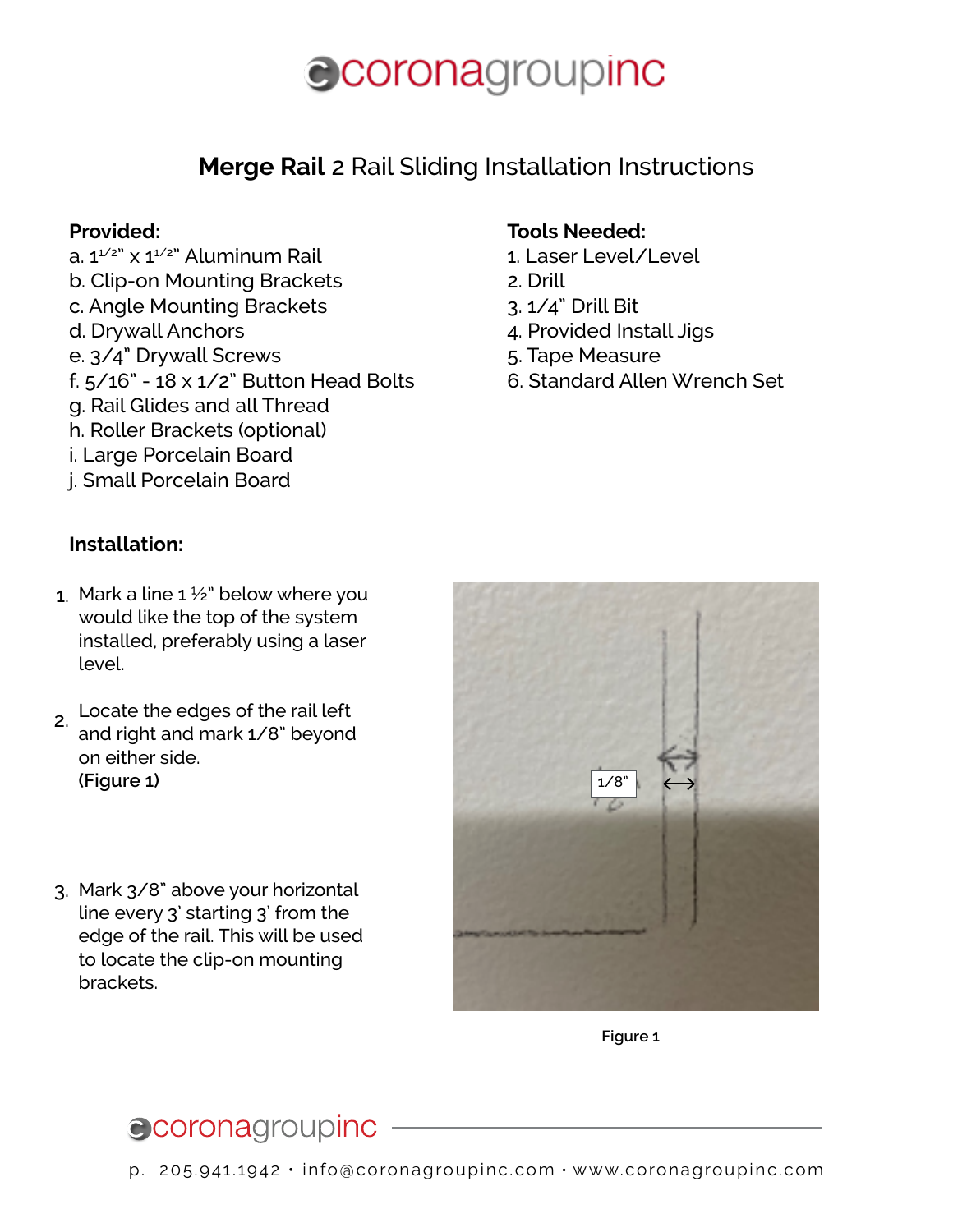# Merge Rail 2 Rail Sliding Installation Instructions

**Provided:**

a. 1 1/2" x 1 1/2" Aluminum Rail
b. Clip-on Mounting Brackets
c. Angle Mounting Brackets
d. Drywall Anchors
e. 3/4" Drywall Screws
f. 5/16" - 18 x 1/2" Button Head Bolts
g. Rail Glides and all Thread
h. Roller Brackets (optional)
i. Large Porcelain Board
j. Small Porcelain Board

**Tools Needed:**

1. Laser Level/Level
2. Drill
3. 1/4" Drill Bit
4. Provided Install Jigs
5. Tape Measure
6. Standard Allen Wrench Set

**Installation:**

1. Mark a line 1 ½" below where you would like the top of the system installed, preferably using a laser level.
2. Locate the edges of the rail left and right and mark 1/8" beyond on either side. **(Figure 1)**
3. Mark 3/8" above your horizontal line every 3' starting 3' from the edge of the rail. This will be used to locate the clip-on mounting brackets.

Figure 1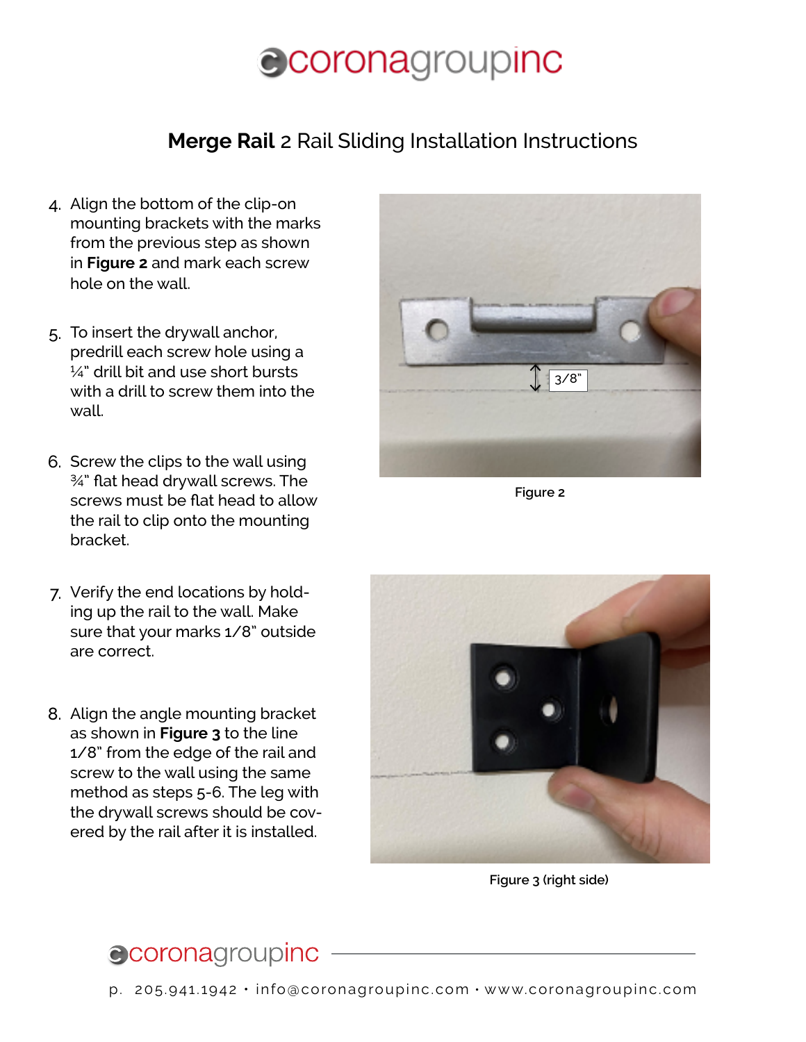## **Merge Rail** 2 Rail Sliding Installation Instructions

4. Align the bottom of the clip-on mounting brackets with the marks from the previous step as shown in **Figure 2** and mark each screw hole on the wall.

5. To insert the drywall anchor, predrill each screw hole using a ¼" drill bit and use short bursts with a drill to screw them into the wall.

6. Screw the clips to the wall using ¾" flat head drywall screws. The screws must be flat head to allow the rail to clip onto the mounting bracket.

7. Verify the end locations by holding up the rail to the wall. Make sure that your marks 1/8" outside are correct.

8. Align the angle mounting bracket as shown in **Figure 3** to the line 1/8" from the edge of the rail and screw to the wall using the same method as steps 5-6. The leg with the drywall screws should be covered by the rail after it is installed.

3/8"

Figure 2

Figure 3 (right side)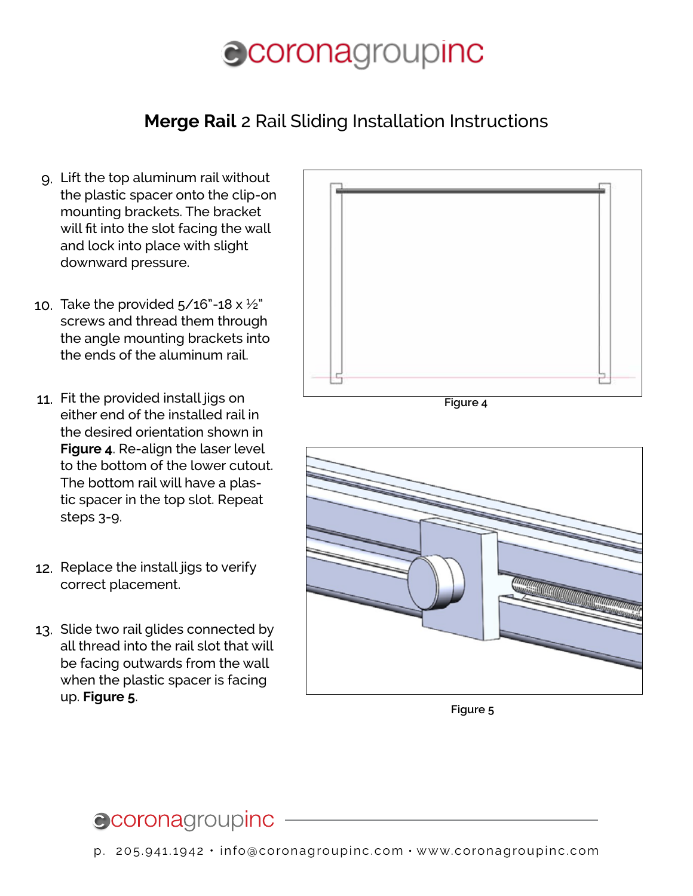## **Merge Rail** 2 Rail Sliding Installation Instructions

9. Lift the top aluminum rail without the plastic spacer onto the clip-on mounting brackets. The bracket will fit into the slot facing the wall and lock into place with slight downward pressure.

10. Take the provided 5/16"-18 x ½" screws and thread them through the angle mounting brackets into the ends of the aluminum rail.

11. Fit the provided install jigs on either end of the installed rail in the desired orientation shown in **Figure 4**. Re-align the laser level to the bottom of the lower cutout. The bottom rail will have a plastic spacer in the top slot. Repeat steps 3-9.

12. Replace the install jigs to verify correct placement.

13. Slide two rail glides connected by all thread into the rail slot that will be facing outwards from the wall when the plastic spacer is facing up. **Figure 5**.

Figure 4

Figure 5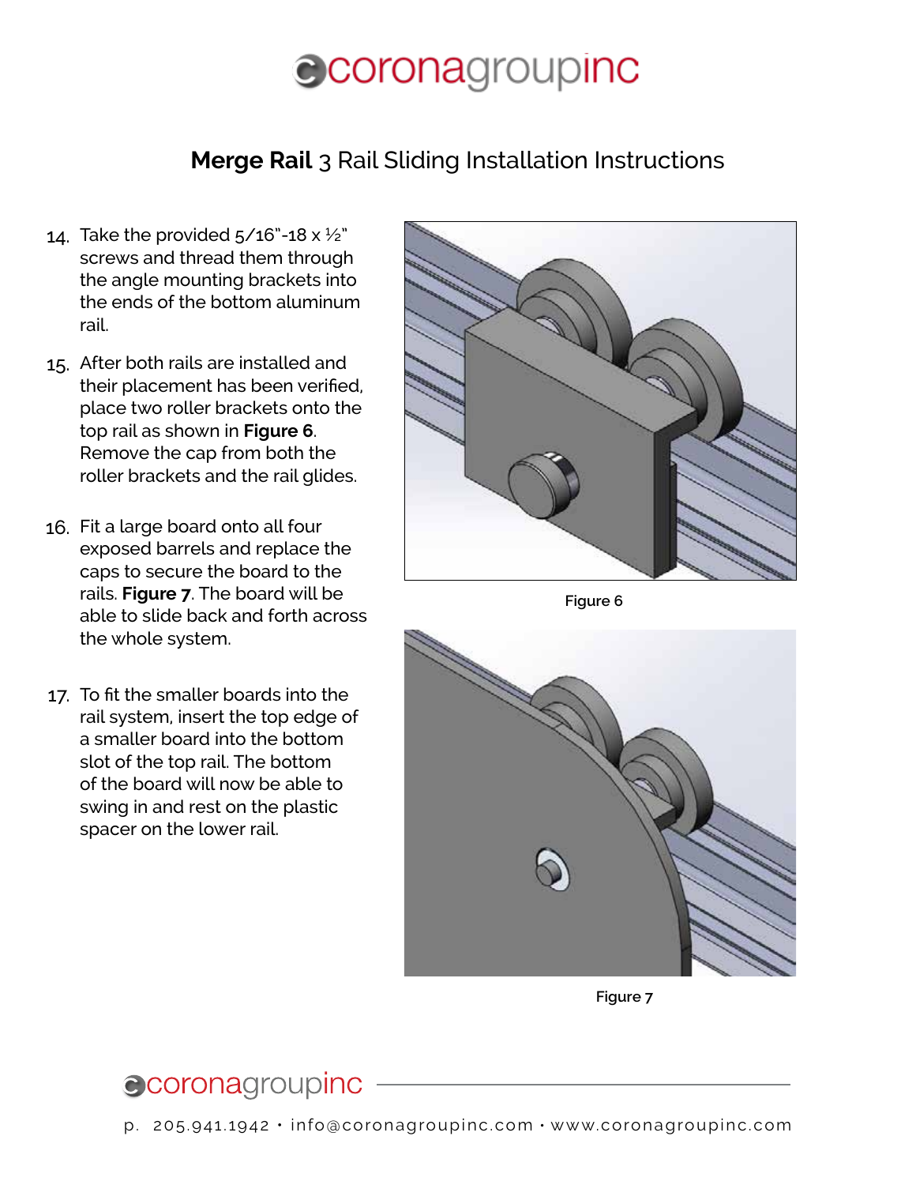## **Merge Rail** 3 Rail Sliding Installation Instructions

14. Take the provided 5/16"-18 x ½" screws and thread them through the angle mounting brackets into the ends of the bottom aluminum rail.

15. After both rails are installed and their placement has been verified, place two roller brackets onto the top rail as shown in **Figure 6**. Remove the cap from both the roller brackets and the rail glides.

16. Fit a large board onto all four exposed barrels and replace the caps to secure the board to the rails. **Figure 7**. The board will be able to slide back and forth across the whole system.

17. To fit the smaller boards into the rail system, insert the top edge of a smaller board into the bottom slot of the top rail. The bottom of the board will now be able to swing in and rest on the plastic spacer on the lower rail.

Figure 6

Figure 7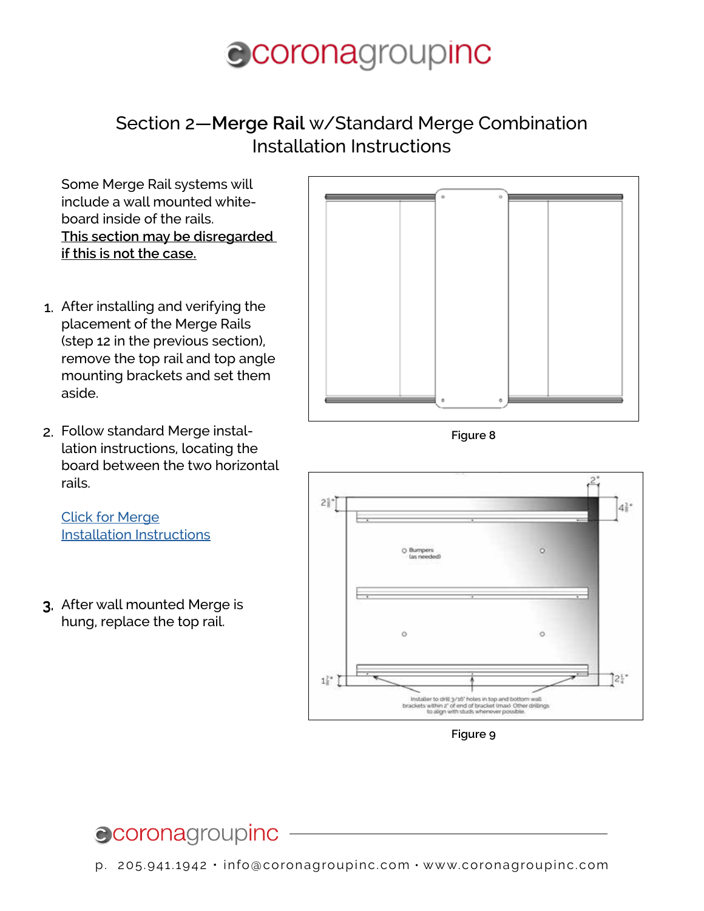# Section 2—**Merge Rail** w/Standard Merge Combination Installation Instructions

Some Merge Rail systems will include a wall mounted white-board inside of the rails.
**This section may be disregarded if this is not the case.**

1. After installing and verifying the placement of the Merge Rails (step 12 in the previous section), remove the top rail and top angle mounting brackets and set them aside.

2. Follow standard Merge installation instructions, locating the board between the two horizontal rails.

   Click for Merge Installation Instructions

3. After wall mounted Merge is hung, replace the top rail.

Figure 8

2"

$2\frac{5}{8}$"

$4\frac{1}{8}$"

Bumpers (as needed)

$1\frac{7}{8}$"

$2\frac{1}{4}$"

Installer to drill 3/16" holes in top and bottom wall brackets within 2" of end of bracket (max). Other drillings to align with studs whenever possible.

Figure 9